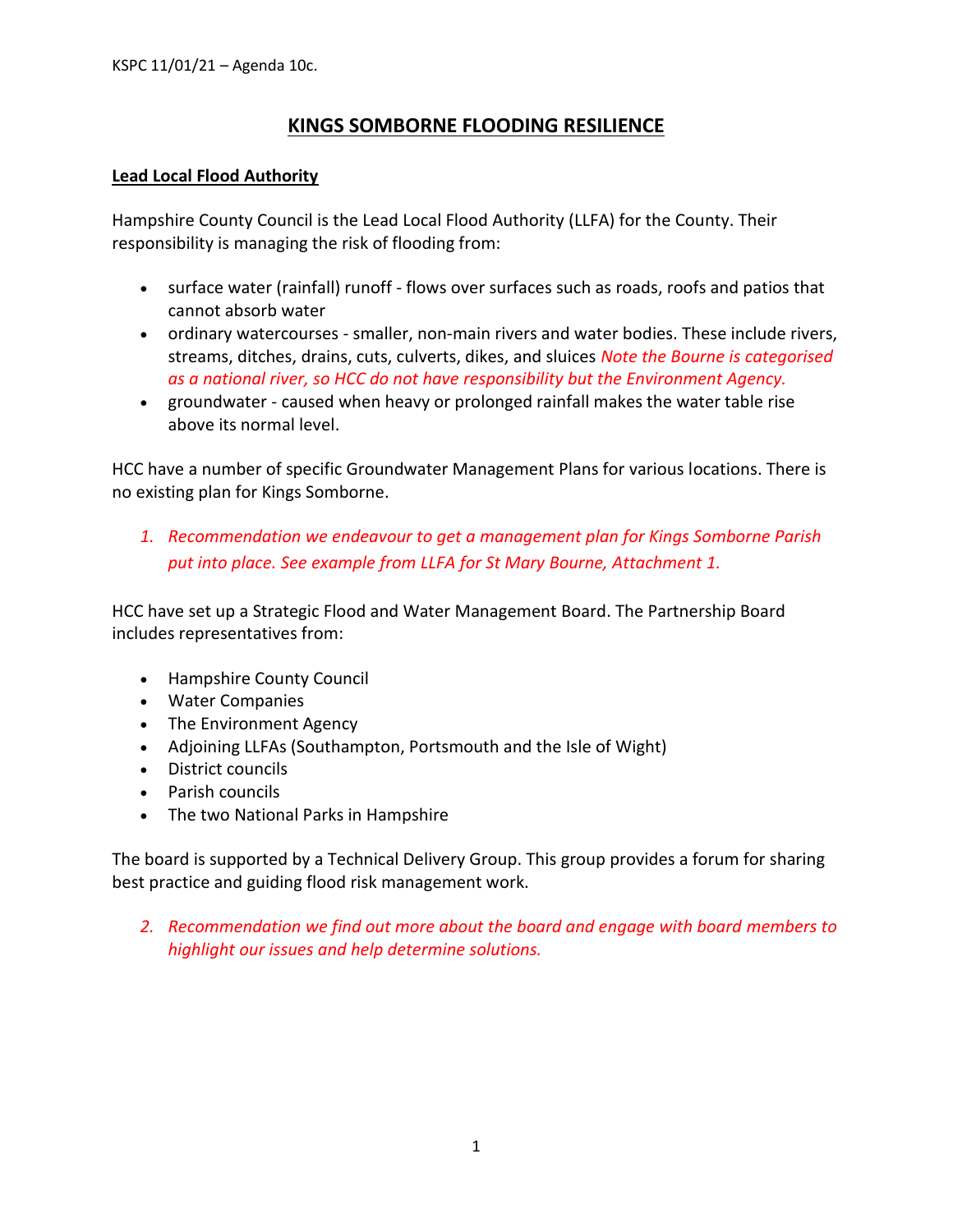KSPC 11/01/21 – Agenda 10c.

# KINGS SOMBORNE FLOODING RESILIENCE

## Lead Local Flood Authority

Hampshire County Council is the Lead Local Flood Authority (LLFA) for the County. Their responsibility is managing the risk of flooding from:

- surface water (rainfall) runoff - flows over surfaces such as roads, roofs and patios that cannot absorb water
- ordinary watercourses - smaller, non-main rivers and water bodies. These include rivers, streams, ditches, drains, cuts, culverts, dikes, and sluices *Note the Bourne is categorised as a national river, so HCC do not have responsibility but the Environment Agency.*
- groundwater - caused when heavy or prolonged rainfall makes the water table rise above its normal level.

HCC have a number of specific Groundwater Management Plans for various locations. There is no existing plan for Kings Somborne.

1. *Recommendation we endeavour to get a management plan for Kings Somborne Parish put into place. See example from LLFA for St Mary Bourne, Attachment 1.*

HCC have set up a Strategic Flood and Water Management Board. The Partnership Board includes representatives from:

- Hampshire County Council
- Water Companies
- The Environment Agency
- Adjoining LLFAs (Southampton, Portsmouth and the Isle of Wight)
- District councils
- Parish councils
- The two National Parks in Hampshire

The board is supported by a Technical Delivery Group. This group provides a forum for sharing best practice and guiding flood risk management work.

2. *Recommendation we find out more about the board and engage with board members to highlight our issues and help determine solutions.*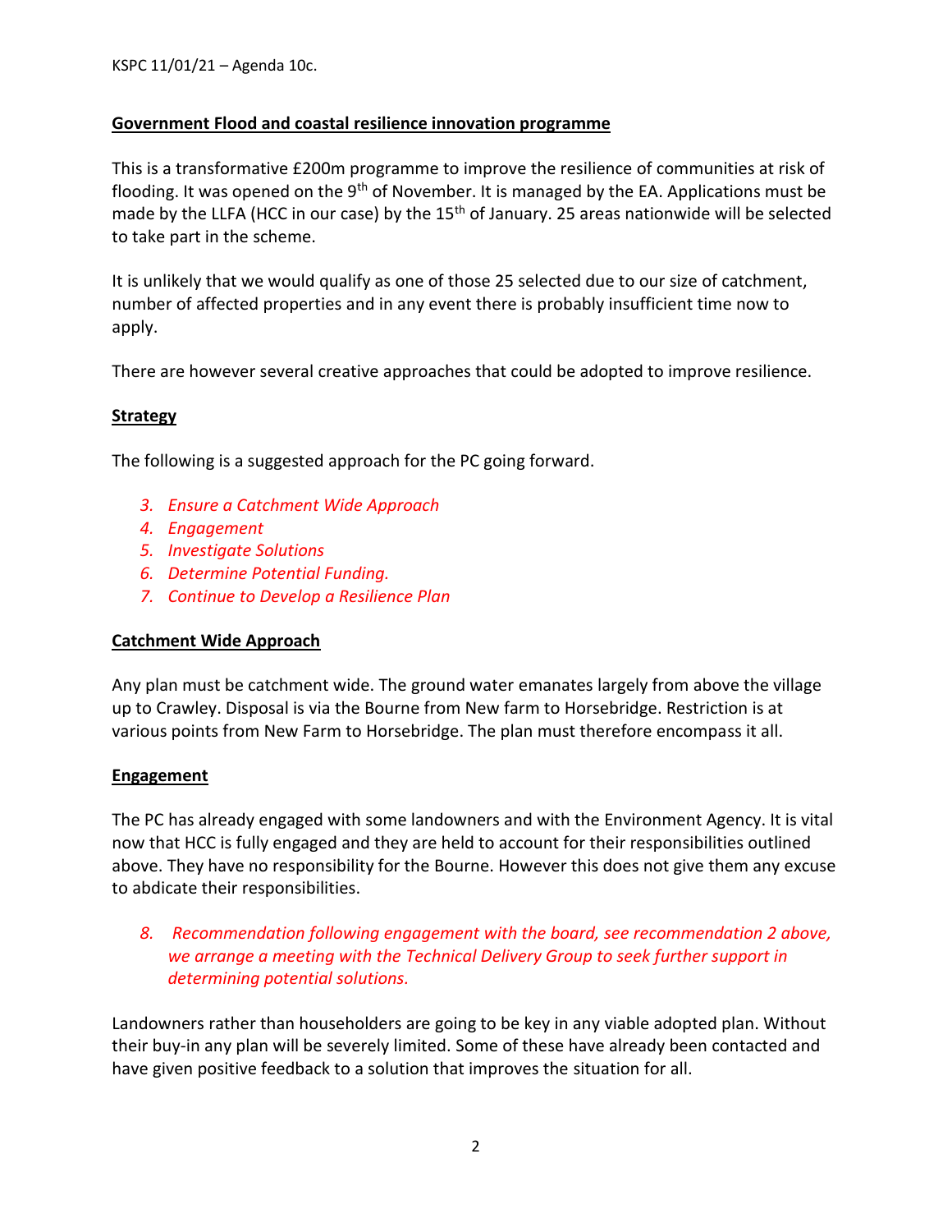KSPC 11/01/21 – Agenda 10c.

## Government Flood and coastal resilience innovation programme

This is a transformative £200m programme to improve the resilience of communities at risk of flooding. It was opened on the 9th of November. It is managed by the EA. Applications must be made by the LLFA (HCC in our case) by the 15th of January. 25 areas nationwide will be selected to take part in the scheme.

It is unlikely that we would qualify as one of those 25 selected due to our size of catchment, number of affected properties and in any event there is probably insufficient time now to apply.

There are however several creative approaches that could be adopted to improve resilience.

## Strategy

The following is a suggested approach for the PC going forward.

3. *Ensure a Catchment Wide Approach*
4. *Engagement*
5. *Investigate Solutions*
6. *Determine Potential Funding.*
7. *Continue to Develop a Resilience Plan*

## Catchment Wide Approach

Any plan must be catchment wide. The ground water emanates largely from above the village up to Crawley. Disposal is via the Bourne from New farm to Horsebridge. Restriction is at various points from New Farm to Horsebridge. The plan must therefore encompass it all.

## Engagement

The PC has already engaged with some landowners and with the Environment Agency. It is vital now that HCC is fully engaged and they are held to account for their responsibilities outlined above. They have no responsibility for the Bourne. However this does not give them any excuse to abdicate their responsibilities.

8. *Recommendation following engagement with the board, see recommendation 2 above, we arrange a meeting with the Technical Delivery Group to seek further support in determining potential solutions.*

Landowners rather than householders are going to be key in any viable adopted plan. Without their buy-in any plan will be severely limited. Some of these have already been contacted and have given positive feedback to a solution that improves the situation for all.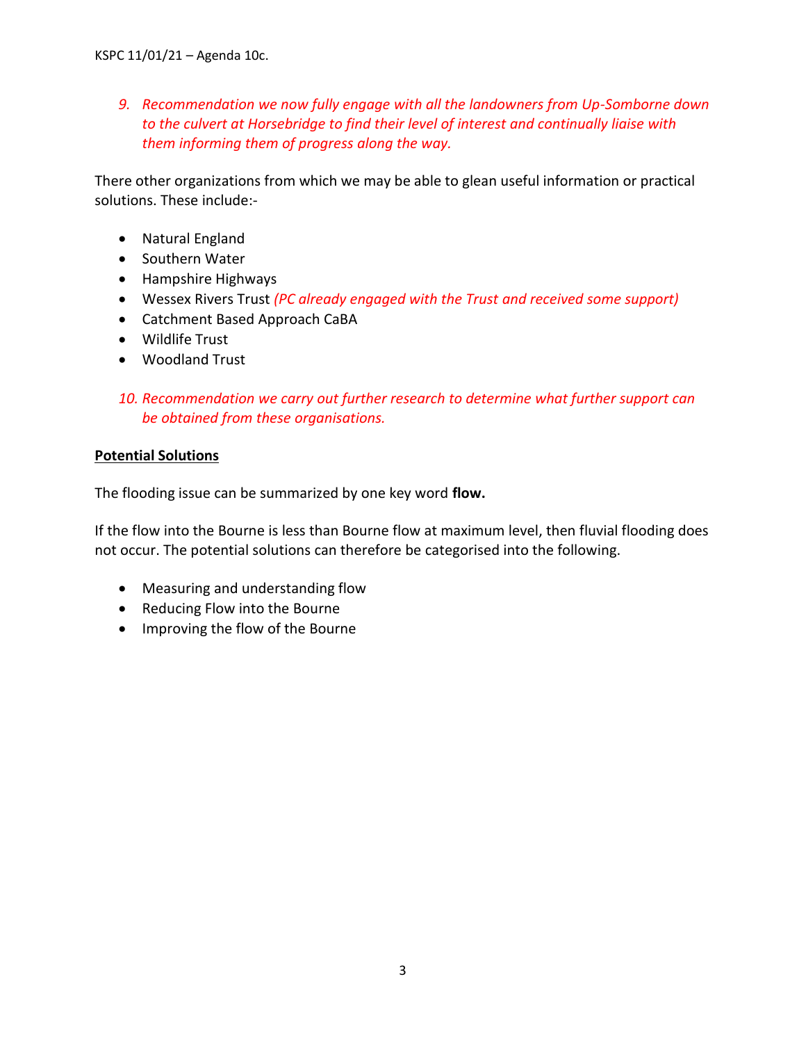*9. Recommendation we now fully engage with all the landowners from Up-Somborne down to the culvert at Horsebridge to find their level of interest and continually liaise with them informing them of progress along the way.*

There other organizations from which we may be able to glean useful information or practical solutions. These include:-

- Natural England
- Southern Water
- Hampshire Highways
- Wessex Rivers Trust *(PC already engaged with the Trust and received some support)*
- Catchment Based Approach CaBA
- Wildlife Trust
- Woodland Trust

*10. Recommendation we carry out further research to determine what further support can be obtained from these organisations.*

**Potential Solutions**

The flooding issue can be summarized by one key word **flow.**

If the flow into the Bourne is less than Bourne flow at maximum level, then fluvial flooding does not occur. The potential solutions can therefore be categorised into the following.

- Measuring and understanding flow
- Reducing Flow into the Bourne
- Improving the flow of the Bourne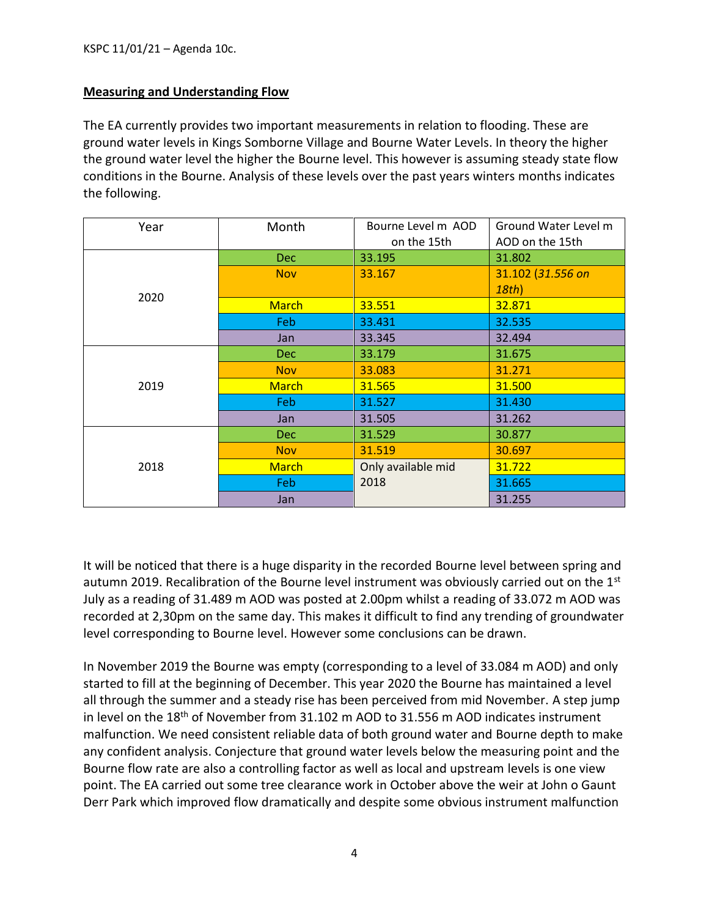KSPC 11/01/21 – Agenda 10c.

**Measuring and Understanding Flow**

The EA currently provides two important measurements in relation to flooding. These are ground water levels in Kings Somborne Village and Bourne Water Levels. In theory the higher the ground water level the higher the Bourne level. This however is assuming steady state flow conditions in the Bourne. Analysis of these levels over the past years winters months indicates the following.

| Year | Month | Bourne Level m AOD on the 15th | Ground Water Level m AOD on the 15th |
|---|---|---|---|
| 2020 | Dec | 33.195 | 31.802 |
| | Nov | 33.167 | 31.102 (*31.556 on 18th*) |
| | March | 33.551 | 32.871 |
| | Feb | 33.431 | 32.535 |
| | Jan | 33.345 | 32.494 |
| 2019 | Dec | 33.179 | 31.675 |
| | Nov | 33.083 | 31.271 |
| | March | 31.565 | 31.500 |
| | Feb | 31.527 | 31.430 |
| | Jan | 31.505 | 31.262 |
| 2018 | Dec | 31.529 | 30.877 |
| | Nov | 31.519 | 30.697 |
| | March | Only available mid 2018 | 31.722 |
| | Feb | | 31.665 |
| | Jan | | 31.255 |

It will be noticed that there is a huge disparity in the recorded Bourne level between spring and autumn 2019. Recalibration of the Bourne level instrument was obviously carried out on the 1st July as a reading of 31.489 m AOD was posted at 2.00pm whilst a reading of 33.072 m AOD was recorded at 2,30pm on the same day. This makes it difficult to find any trending of groundwater level corresponding to Bourne level. However some conclusions can be drawn.

In November 2019 the Bourne was empty (corresponding to a level of 33.084 m AOD) and only started to fill at the beginning of December. This year 2020 the Bourne has maintained a level all through the summer and a steady rise has been perceived from mid November. A step jump in level on the 18th of November from 31.102 m AOD to 31.556 m AOD indicates instrument malfunction. We need consistent reliable data of both ground water and Bourne depth to make any confident analysis. Conjecture that ground water levels below the measuring point and the Bourne flow rate are also a controlling factor as well as local and upstream levels is one view point. The EA carried out some tree clearance work in October above the weir at John o Gaunt Derr Park which improved flow dramatically and despite some obvious instrument malfunction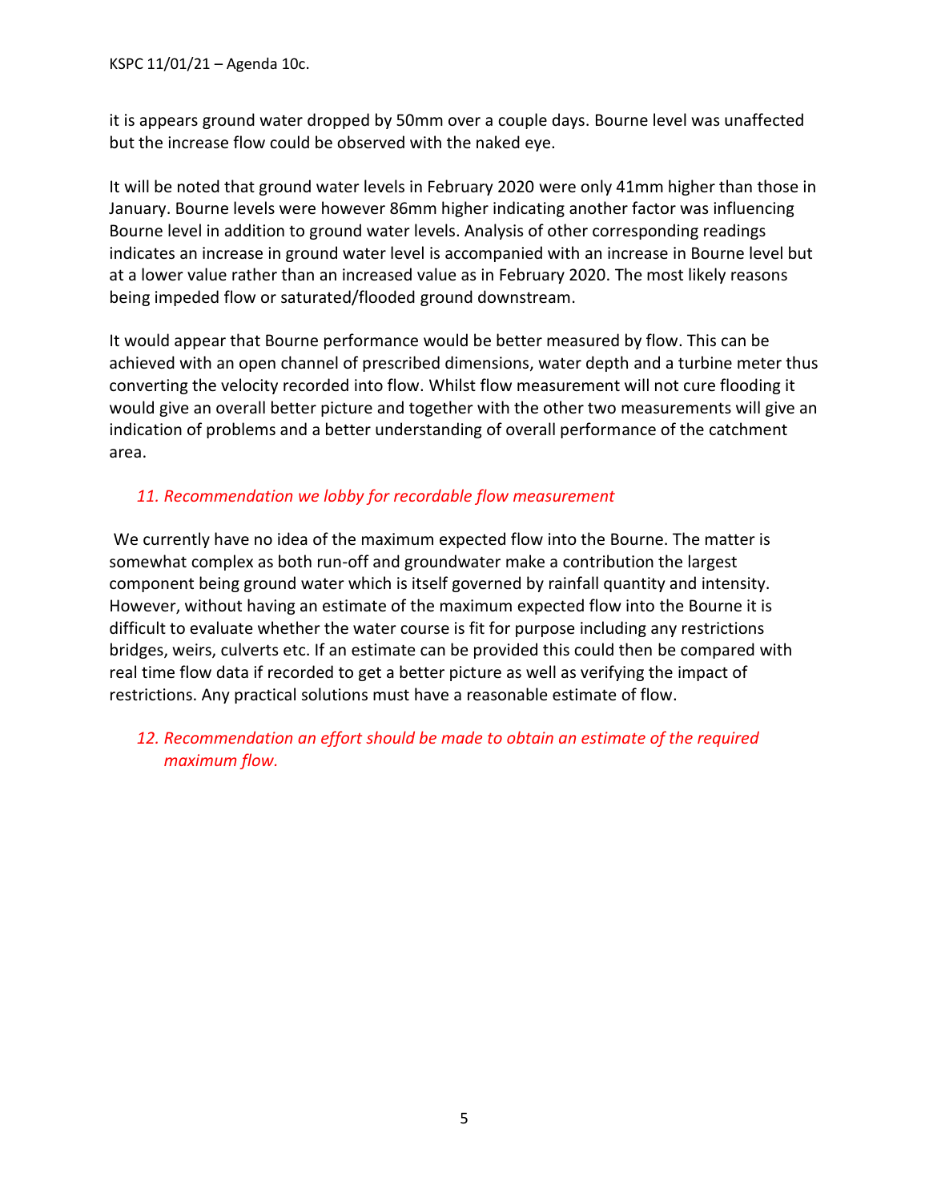it is appears ground water dropped by 50mm over a couple days. Bourne level was unaffected but the increase flow could be observed with the naked eye.

It will be noted that ground water levels in February 2020 were only 41mm higher than those in January. Bourne levels were however 86mm higher indicating another factor was influencing Bourne level in addition to ground water levels. Analysis of other corresponding readings indicates an increase in ground water level is accompanied with an increase in Bourne level but at a lower value rather than an increased value as in February 2020. The most likely reasons being impeded flow or saturated/flooded ground downstream.

It would appear that Bourne performance would be better measured by flow. This can be achieved with an open channel of prescribed dimensions, water depth and a turbine meter thus converting the velocity recorded into flow. Whilst flow measurement will not cure flooding it would give an overall better picture and together with the other two measurements will give an indication of problems and a better understanding of overall performance of the catchment area.

*11. Recommendation we lobby for recordable flow measurement*

We currently have no idea of the maximum expected flow into the Bourne. The matter is somewhat complex as both run-off and groundwater make a contribution the largest component being ground water which is itself governed by rainfall quantity and intensity. However, without having an estimate of the maximum expected flow into the Bourne it is difficult to evaluate whether the water course is fit for purpose including any restrictions bridges, weirs, culverts etc. If an estimate can be provided this could then be compared with real time flow data if recorded to get a better picture as well as verifying the impact of restrictions. Any practical solutions must have a reasonable estimate of flow.

*12. Recommendation an effort should be made to obtain an estimate of the required maximum flow.*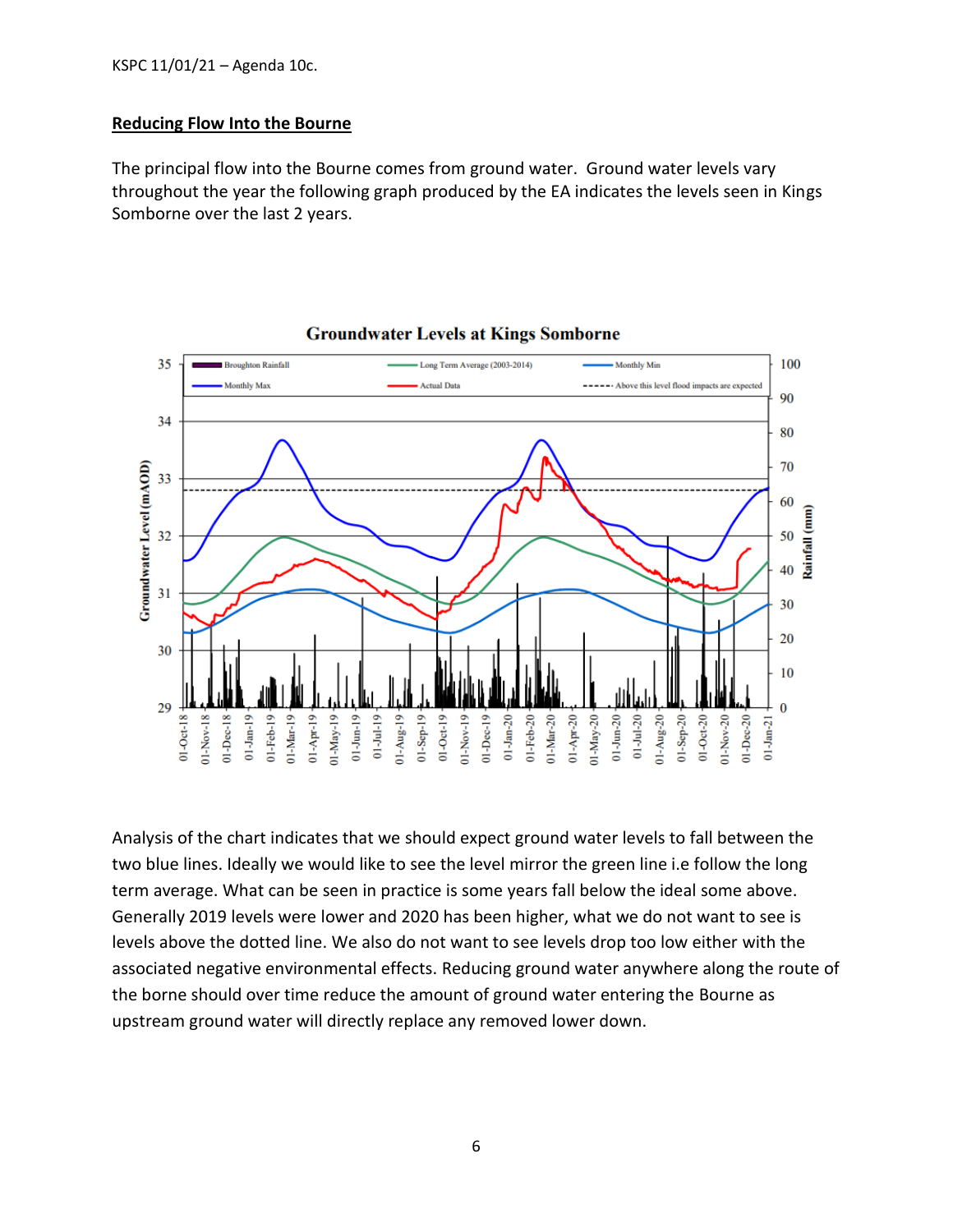## Reducing Flow Into the Bourne

The principal flow into the Bourne comes from ground water. Ground water levels vary throughout the year the following graph produced by the EA indicates the levels seen in Kings Somborne over the last 2 years.

**Groundwater Levels at Kings Somborne**

Analysis of the chart indicates that we should expect ground water levels to fall between the two blue lines. Ideally we would like to see the level mirror the green line i.e follow the long term average. What can be seen in practice is some years fall below the ideal some above. Generally 2019 levels were lower and 2020 has been higher, what we do not want to see is levels above the dotted line. We also do not want to see levels drop too low either with the associated negative environmental effects. Reducing ground water anywhere along the route of the borne should over time reduce the amount of ground water entering the Bourne as upstream ground water will directly replace any removed lower down.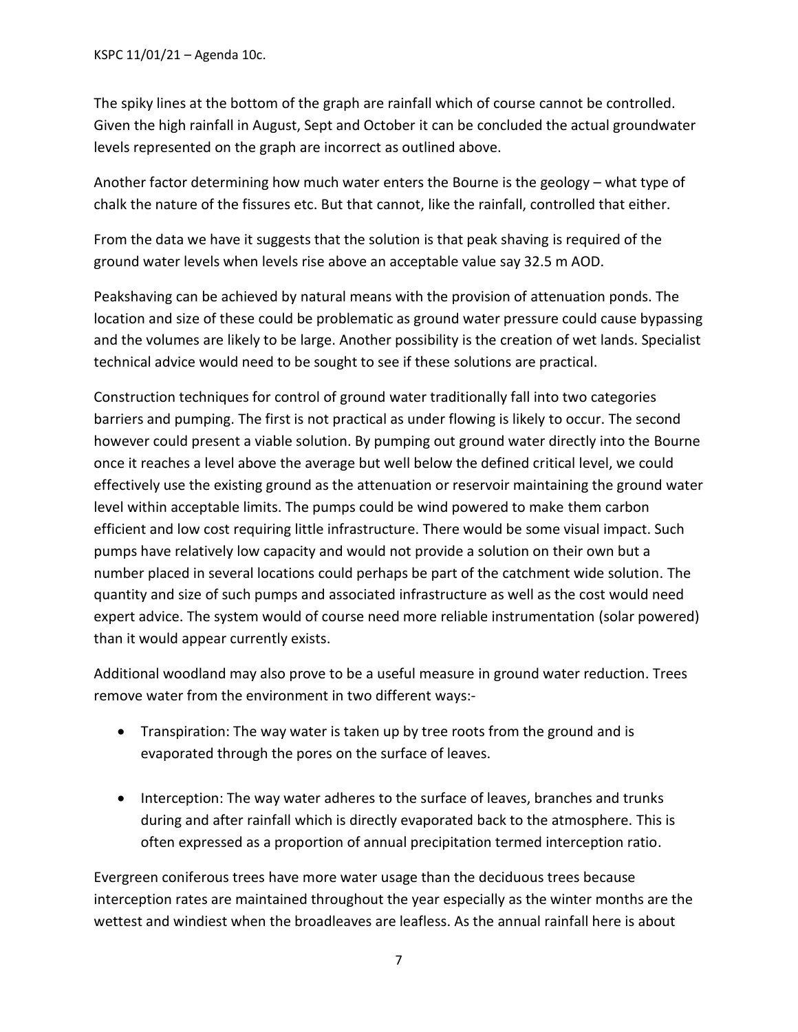The spiky lines at the bottom of the graph are rainfall which of course cannot be controlled. Given the high rainfall in August, Sept and October it can be concluded the actual groundwater levels represented on the graph are incorrect as outlined above.

Another factor determining how much water enters the Bourne is the geology – what type of chalk the nature of the fissures etc. But that cannot, like the rainfall, controlled that either.

From the data we have it suggests that the solution is that peak shaving is required of the ground water levels when levels rise above an acceptable value say 32.5 m AOD.

Peakshaving can be achieved by natural means with the provision of attenuation ponds. The location and size of these could be problematic as ground water pressure could cause bypassing and the volumes are likely to be large. Another possibility is the creation of wet lands. Specialist technical advice would need to be sought to see if these solutions are practical.

Construction techniques for control of ground water traditionally fall into two categories barriers and pumping. The first is not practical as under flowing is likely to occur. The second however could present a viable solution. By pumping out ground water directly into the Bourne once it reaches a level above the average but well below the defined critical level, we could effectively use the existing ground as the attenuation or reservoir maintaining the ground water level within acceptable limits. The pumps could be wind powered to make them carbon efficient and low cost requiring little infrastructure. There would be some visual impact. Such pumps have relatively low capacity and would not provide a solution on their own but a number placed in several locations could perhaps be part of the catchment wide solution. The quantity and size of such pumps and associated infrastructure as well as the cost would need expert advice. The system would of course need more reliable instrumentation (solar powered) than it would appear currently exists.

Additional woodland may also prove to be a useful measure in ground water reduction. Trees remove water from the environment in two different ways:-

- Transpiration: The way water is taken up by tree roots from the ground and is evaporated through the pores on the surface of leaves.

- Interception: The way water adheres to the surface of leaves, branches and trunks during and after rainfall which is directly evaporated back to the atmosphere. This is often expressed as a proportion of annual precipitation termed interception ratio.

Evergreen coniferous trees have more water usage than the deciduous trees because interception rates are maintained throughout the year especially as the winter months are the wettest and windiest when the broadleaves are leafless. As the annual rainfall here is about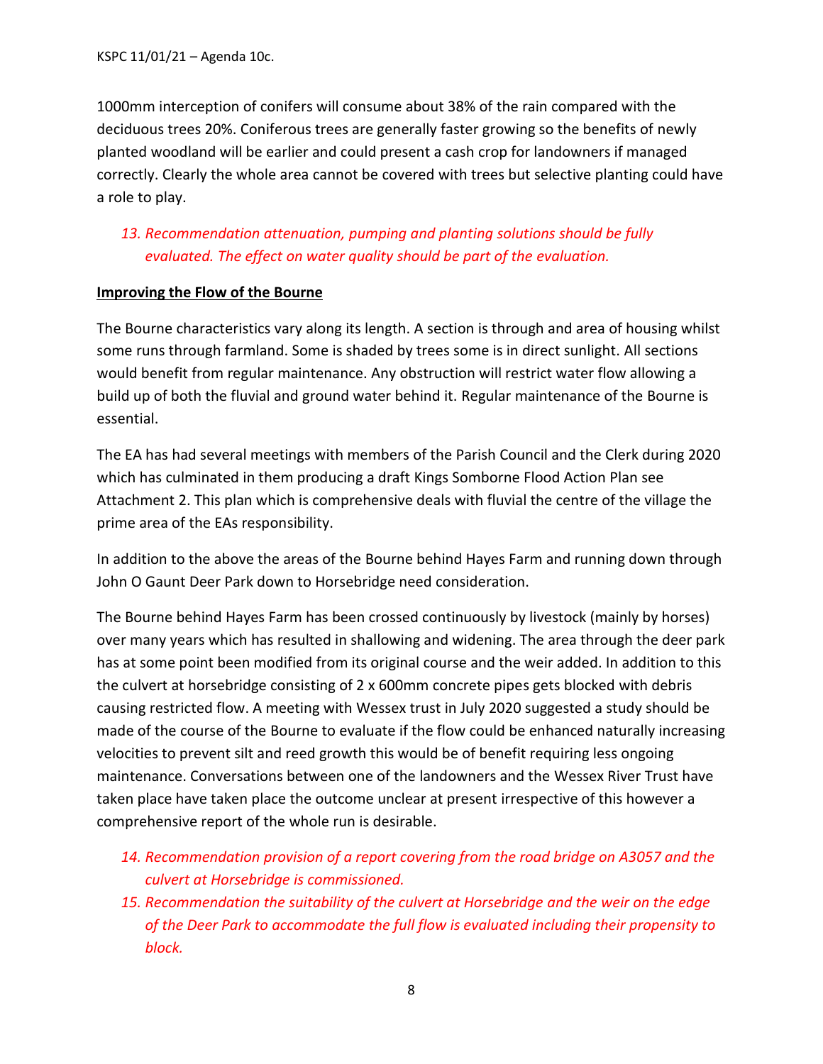1000mm interception of conifers will consume about 38% of the rain compared with the deciduous trees 20%. Coniferous trees are generally faster growing so the benefits of newly planted woodland will be earlier and could present a cash crop for landowners if managed correctly. Clearly the whole area cannot be covered with trees but selective planting could have a role to play.

13. *Recommendation attenuation, pumping and planting solutions should be fully evaluated. The effect on water quality should be part of the evaluation.*

**Improving the Flow of the Bourne**

The Bourne characteristics vary along its length. A section is through and area of housing whilst some runs through farmland. Some is shaded by trees some is in direct sunlight. All sections would benefit from regular maintenance. Any obstruction will restrict water flow allowing a build up of both the fluvial and ground water behind it. Regular maintenance of the Bourne is essential.

The EA has had several meetings with members of the Parish Council and the Clerk during 2020 which has culminated in them producing a draft Kings Somborne Flood Action Plan see Attachment 2. This plan which is comprehensive deals with fluvial the centre of the village the prime area of the EAs responsibility.

In addition to the above the areas of the Bourne behind Hayes Farm and running down through John O Gaunt Deer Park down to Horsebridge need consideration.

The Bourne behind Hayes Farm has been crossed continuously by livestock (mainly by horses) over many years which has resulted in shallowing and widening. The area through the deer park has at some point been modified from its original course and the weir added. In addition to this the culvert at horsebridge consisting of 2 x 600mm concrete pipes gets blocked with debris causing restricted flow. A meeting with Wessex trust in July 2020 suggested a study should be made of the course of the Bourne to evaluate if the flow could be enhanced naturally increasing velocities to prevent silt and reed growth this would be of benefit requiring less ongoing maintenance. Conversations between one of the landowners and the Wessex River Trust have taken place have taken place the outcome unclear at present irrespective of this however a comprehensive report of the whole run is desirable.

14. *Recommendation provision of a report covering from the road bridge on A3057 and the culvert at Horsebridge is commissioned.*
15. *Recommendation the suitability of the culvert at Horsebridge and the weir on the edge of the Deer Park to accommodate the full flow is evaluated including their propensity to block.*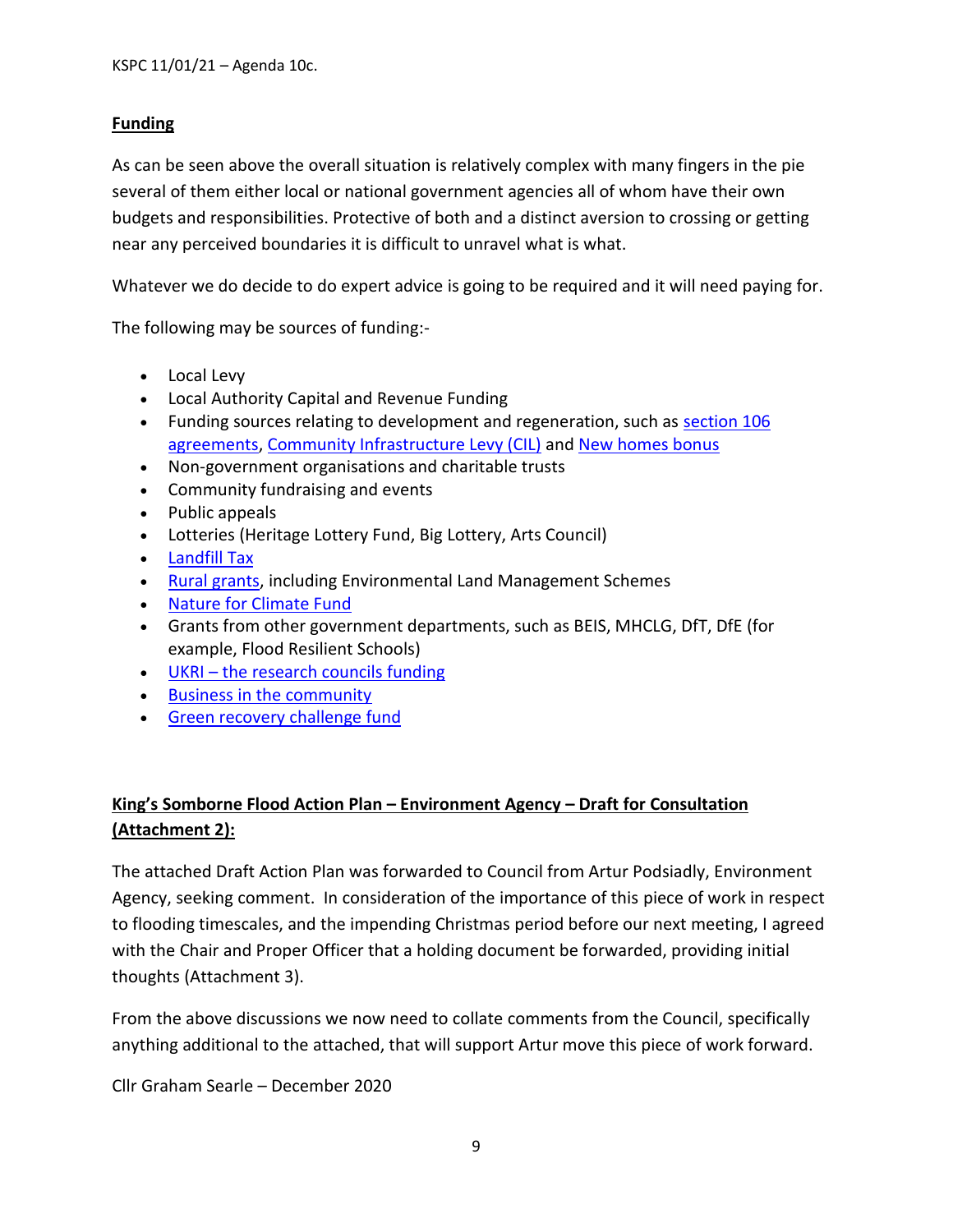**Funding**

As can be seen above the overall situation is relatively complex with many fingers in the pie several of them either local or national government agencies all of whom have their own budgets and responsibilities. Protective of both and a distinct aversion to crossing or getting near any perceived boundaries it is difficult to unravel what is what.

Whatever we do decide to do expert advice is going to be required and it will need paying for.

The following may be sources of funding:-

- Local Levy
- Local Authority Capital and Revenue Funding
- Funding sources relating to development and regeneration, such as section 106 agreements, Community Infrastructure Levy (CIL) and New homes bonus
- Non-government organisations and charitable trusts
- Community fundraising and events
- Public appeals
- Lotteries (Heritage Lottery Fund, Big Lottery, Arts Council)
- Landfill Tax
- Rural grants, including Environmental Land Management Schemes
- Nature for Climate Fund
- Grants from other government departments, such as BEIS, MHCLG, DfT, DfE (for example, Flood Resilient Schools)
- UKRI – the research councils funding
- Business in the community
- Green recovery challenge fund

**King's Somborne Flood Action Plan – Environment Agency – Draft for Consultation (Attachment 2):**

The attached Draft Action Plan was forwarded to Council from Artur Podsiadly, Environment Agency, seeking comment. In consideration of the importance of this piece of work in respect to flooding timescales, and the impending Christmas period before our next meeting, I agreed with the Chair and Proper Officer that a holding document be forwarded, providing initial thoughts (Attachment 3).

From the above discussions we now need to collate comments from the Council, specifically anything additional to the attached, that will support Artur move this piece of work forward.

Cllr Graham Searle – December 2020